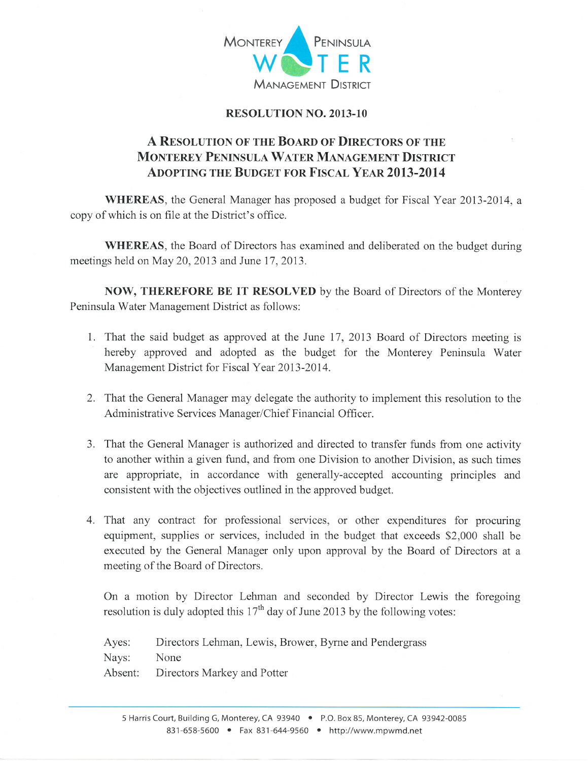MONTEREY PENINSULA WATER MANAGEMENT DISTRICT

# RESOLUTION NO. 2013-10

## A RESOLUTION OF THE BOARD OF DIRECTORS OF THE MONTEREY PENINSULA WATER MANAGEMENT DISTRICT ADOPTING THE BUDGET FOR FISCAL YEAR 2013-2014

**WHEREAS**, the General Manager has proposed a budget for Fiscal Year 2013-2014, a copy of which is on file at the District's office.

**WHEREAS**, the Board of Directors has examined and deliberated on the budget during meetings held on May 20, 2013 and June 17, 2013.

**NOW, THEREFORE BE IT RESOLVED** by the Board of Directors of the Monterey Peninsula Water Management District as follows:

1. That the said budget as approved at the June 17, 2013 Board of Directors meeting is hereby approved and adopted as the budget for the Monterey Peninsula Water Management District for Fiscal Year 2013-2014.

2. That the General Manager may delegate the authority to implement this resolution to the Administrative Services Manager/Chief Financial Officer.

3. That the General Manager is authorized and directed to transfer funds from one activity to another within a given fund, and from one Division to another Division, as such times are appropriate, in accordance with generally-accepted accounting principles and consistent with the objectives outlined in the approved budget.

4. That any contract for professional services, or other expenditures for procuring equipment, supplies or services, included in the budget that exceeds $2,000 shall be executed by the General Manager only upon approval by the Board of Directors at a meeting of the Board of Directors.

On a motion by Director Lehman and seconded by Director Lewis the foregoing resolution is duly adopted this 17th day of June 2013 by the following votes:

Ayes: Directors Lehman, Lewis, Brower, Byrne and Pendergrass
Nays: None
Absent: Directors Markey and Potter

5 Harris Court, Building G, Monterey, CA 93940 • P.O. Box 85, Monterey, CA 93942-0085
831-658-5600 • Fax 831-644-9560 • http://www.mpwmd.net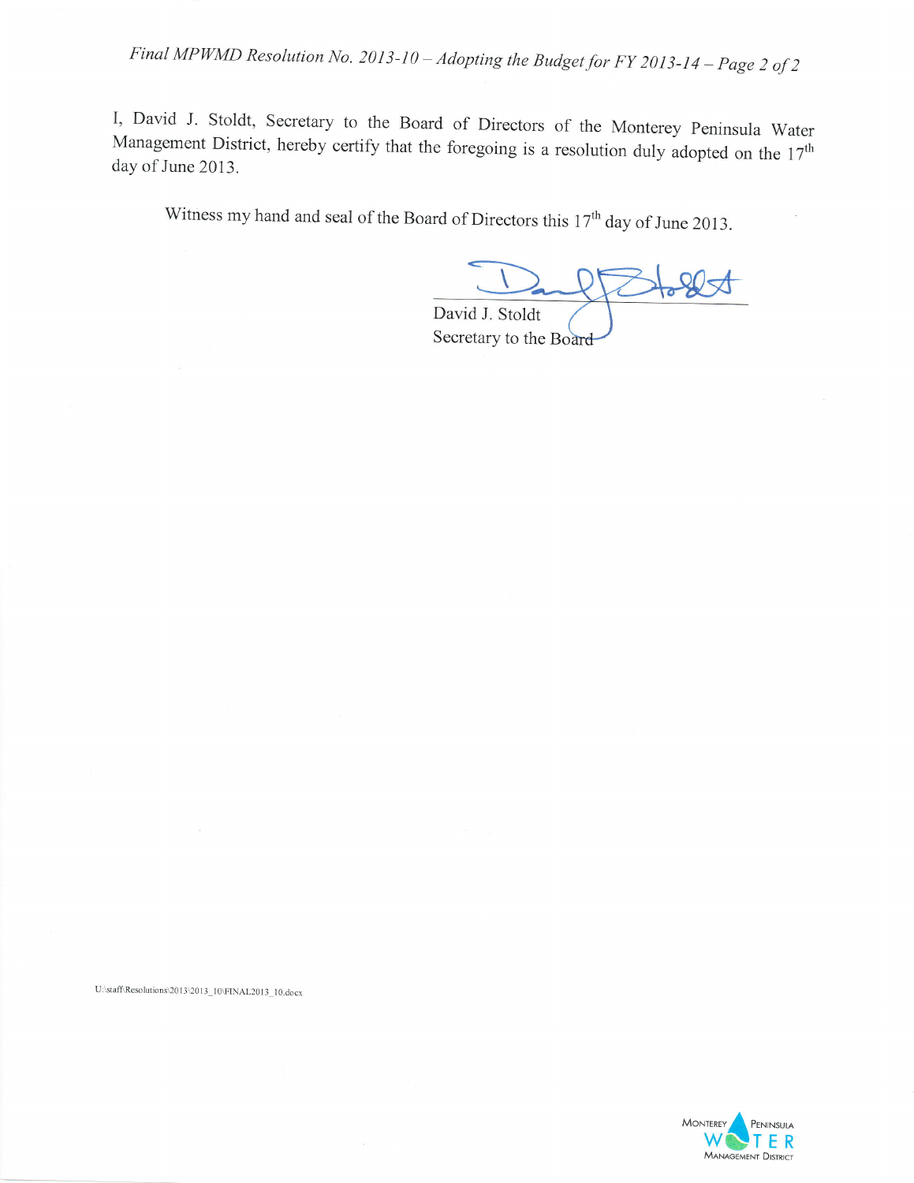I, David J. Stoldt, Secretary to the Board of Directors of the Monterey Peninsula Water Management District, hereby certify that the foregoing is a resolution duly adopted on the 17th day of June 2013.

Witness my hand and seal of the Board of Directors this 17th day of June 2013.

David J. Stoldt
Secretary to the Board

U:\staff\Resolutions\2013\2013_10\FINAL2013_10.docx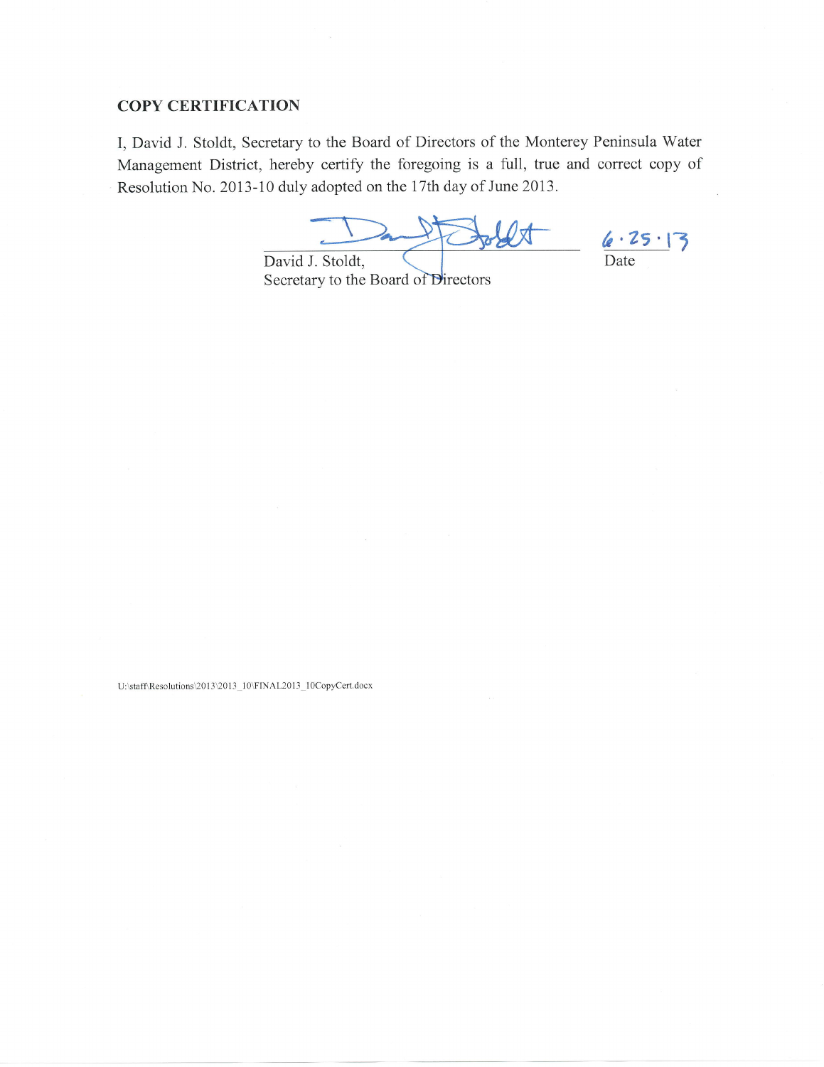## COPY CERTIFICATION

I, David J. Stoldt, Secretary to the Board of Directors of the Monterey Peninsula Water Management District, hereby certify the foregoing is a full, true and correct copy of Resolution No. 2013-10 duly adopted on the 17th day of June 2013.

David J. Stoldt,
Secretary to the Board of Directors

6·25·13
Date

U:\staff\Resolutions\2013\2013_10\FINAL2013_10CopyCert.docx